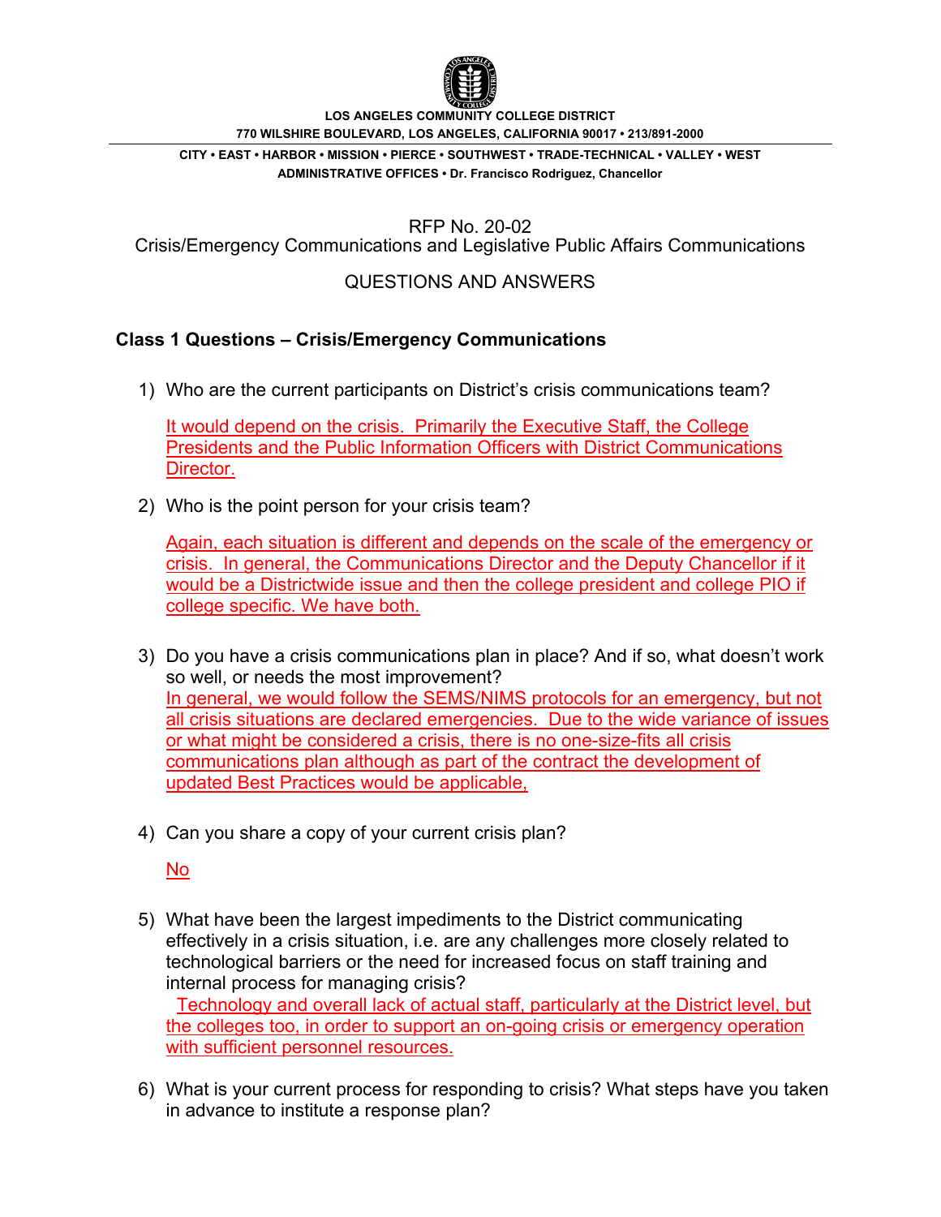**LOS ANGELES COMMUNITY COLLEGE DISTRICT**
**770 WILSHIRE BOULEVARD, LOS ANGELES, CALIFORNIA 90017 • 213/891-2000**

**CITY • EAST • HARBOR • MISSION • PIERCE • SOUTHWEST • TRADE-TECHNICAL • VALLEY • WEST**
**ADMINISTRATIVE OFFICES • Dr. Francisco Rodriguez, Chancellor**

RFP No. 20-02
Crisis/Emergency Communications and Legislative Public Affairs Communications

QUESTIONS AND ANSWERS

## Class 1 Questions – Crisis/Emergency Communications

1) Who are the current participants on District's crisis communications team?

   It would depend on the crisis. Primarily the Executive Staff, the College Presidents and the Public Information Officers with District Communications Director.

2) Who is the point person for your crisis team?

   Again, each situation is different and depends on the scale of the emergency or crisis. In general, the Communications Director and the Deputy Chancellor if it would be a Districtwide issue and then the college president and college PIO if college specific. We have both.

3) Do you have a crisis communications plan in place? And if so, what doesn't work so well, or needs the most improvement?
   In general, we would follow the SEMS/NIMS protocols for an emergency, but not all crisis situations are declared emergencies. Due to the wide variance of issues or what might be considered a crisis, there is no one-size-fits all crisis communications plan although as part of the contract the development of updated Best Practices would be applicable,

4) Can you share a copy of your current crisis plan?

   No

5) What have been the largest impediments to the District communicating effectively in a crisis situation, i.e. are any challenges more closely related to technological barriers or the need for increased focus on staff training and internal process for managing crisis?
   Technology and overall lack of actual staff, particularly at the District level, but the colleges too, in order to support an on-going crisis or emergency operation with sufficient personnel resources.

6) What is your current process for responding to crisis? What steps have you taken in advance to institute a response plan?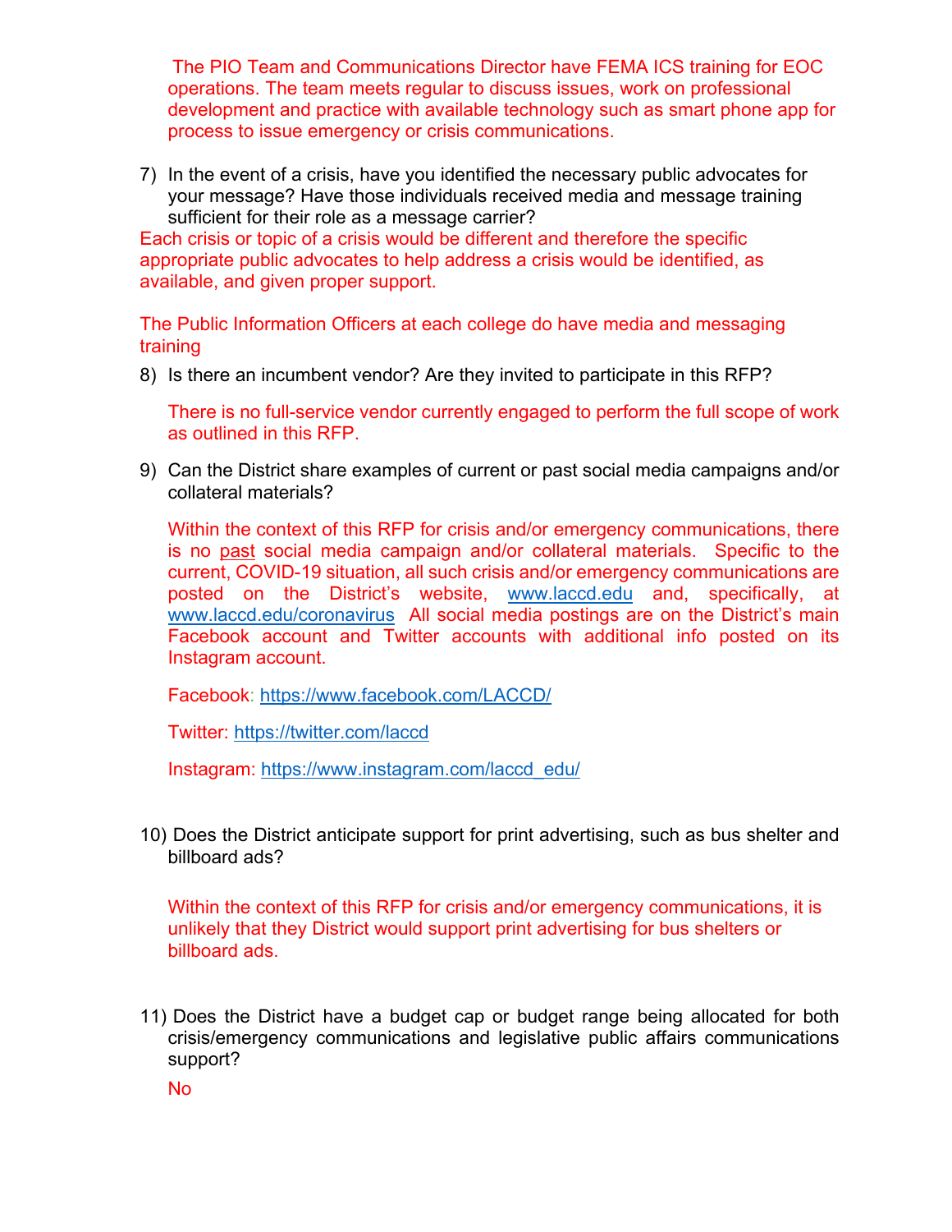The PIO Team and Communications Director have FEMA ICS training for EOC operations. The team meets regular to discuss issues, work on professional development and practice with available technology such as smart phone app for process to issue emergency or crisis communications.

7) In the event of a crisis, have you identified the necessary public advocates for your message? Have those individuals received media and message training sufficient for their role as a message carrier?

Each crisis or topic of a crisis would be different and therefore the specific appropriate public advocates to help address a crisis would be identified, as available, and given proper support.

The Public Information Officers at each college do have media and messaging training

8) Is there an incumbent vendor? Are they invited to participate in this RFP?

   There is no full-service vendor currently engaged to perform the full scope of work as outlined in this RFP.

9) Can the District share examples of current or past social media campaigns and/or collateral materials?

   Within the context of this RFP for crisis and/or emergency communications, there is no past social media campaign and/or collateral materials. Specific to the current, COVID-19 situation, all such crisis and/or emergency communications are posted on the District's website, www.laccd.edu and, specifically, at www.laccd.edu/coronavirus All social media postings are on the District's main Facebook account and Twitter accounts with additional info posted on its Instagram account.

   Facebook: https://www.facebook.com/LACCD/

   Twitter: https://twitter.com/laccd

   Instagram: https://www.instagram.com/laccd_edu/

10) Does the District anticipate support for print advertising, such as bus shelter and billboard ads?

    Within the context of this RFP for crisis and/or emergency communications, it is unlikely that they District would support print advertising for bus shelters or billboard ads.

11) Does the District have a budget cap or budget range being allocated for both crisis/emergency communications and legislative public affairs communications support?

    No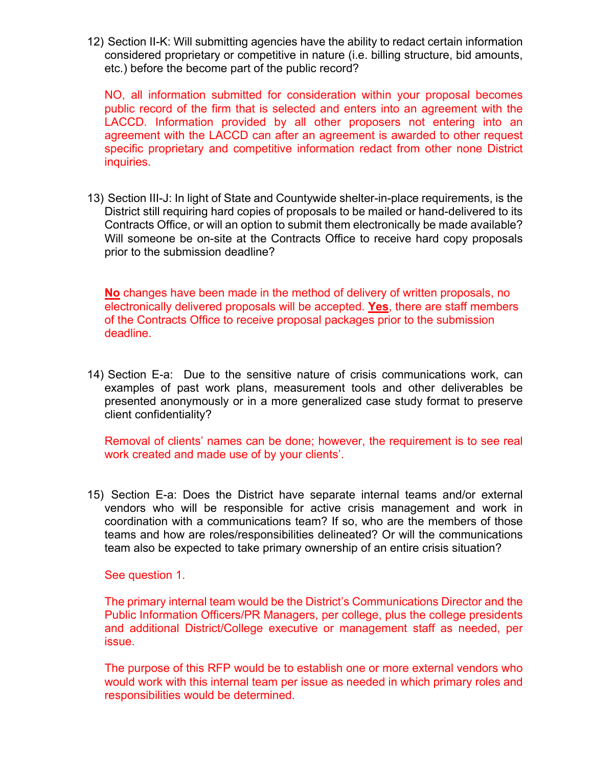12) Section II-K: Will submitting agencies have the ability to redact certain information considered proprietary or competitive in nature (i.e. billing structure, bid amounts, etc.) before the become part of the public record?

    NO, all information submitted for consideration within your proposal becomes public record of the firm that is selected and enters into an agreement with the LACCD. Information provided by all other proposers not entering into an agreement with the LACCD can after an agreement is awarded to other request specific proprietary and competitive information redact from other none District inquiries.

13) Section III-J: In light of State and Countywide shelter-in-place requirements, is the District still requiring hard copies of proposals to be mailed or hand-delivered to its Contracts Office, or will an option to submit them electronically be made available? Will someone be on-site at the Contracts Office to receive hard copy proposals prior to the submission deadline?

    **<u>No</u>** changes have been made in the method of delivery of written proposals, no electronically delivered proposals will be accepted. **<u>Yes</u>**, there are staff members of the Contracts Office to receive proposal packages prior to the submission deadline.

14) Section E-a: Due to the sensitive nature of crisis communications work, can examples of past work plans, measurement tools and other deliverables be presented anonymously or in a more generalized case study format to preserve client confidentiality?

    Removal of clients' names can be done; however, the requirement is to see real work created and made use of by your clients'.

15) Section E-a: Does the District have separate internal teams and/or external vendors who will be responsible for active crisis management and work in coordination with a communications team? If so, who are the members of those teams and how are roles/responsibilities delineated? Or will the communications team also be expected to take primary ownership of an entire crisis situation?

    See question 1.

    The primary internal team would be the District's Communications Director and the Public Information Officers/PR Managers, per college, plus the college presidents and additional District/College executive or management staff as needed, per issue.

    The purpose of this RFP would be to establish one or more external vendors who would work with this internal team per issue as needed in which primary roles and responsibilities would be determined.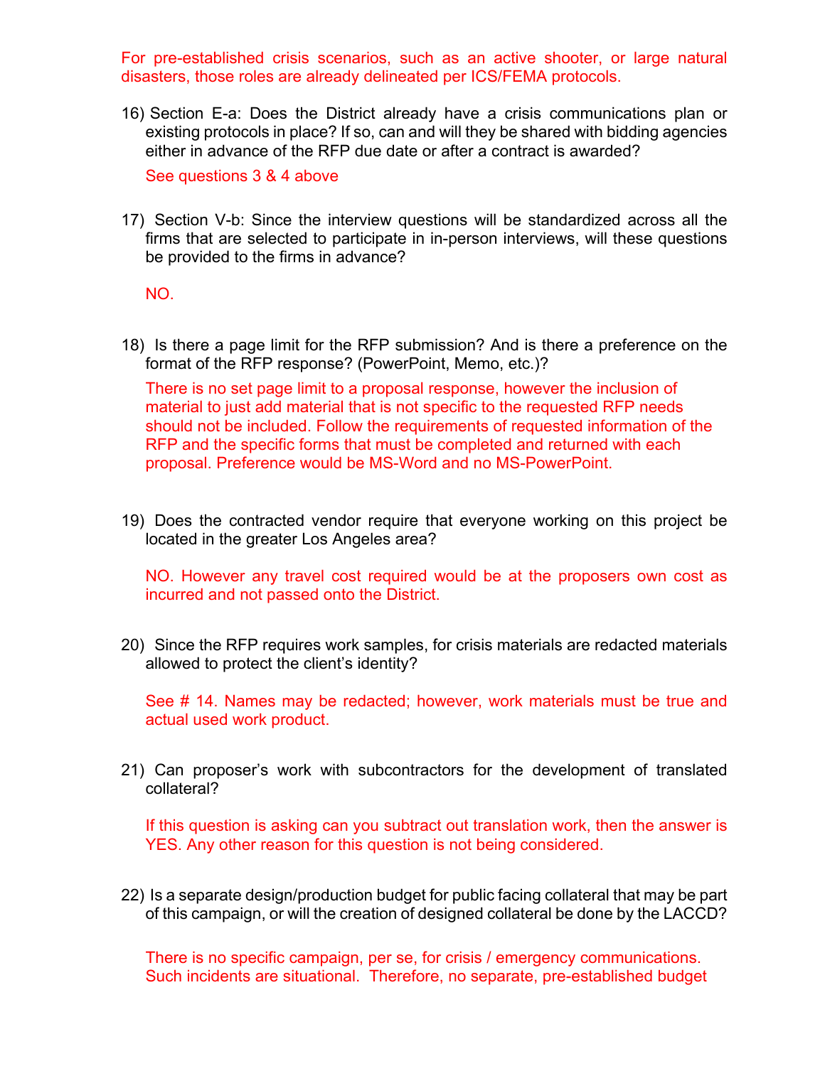For pre-established crisis scenarios, such as an active shooter, or large natural disasters, those roles are already delineated per ICS/FEMA protocols.

16) Section E-a: Does the District already have a crisis communications plan or existing protocols in place? If so, can and will they be shared with bidding agencies either in advance of the RFP due date or after a contract is awarded?

    See questions 3 & 4 above

17) Section V-b: Since the interview questions will be standardized across all the firms that are selected to participate in in-person interviews, will these questions be provided to the firms in advance?

    NO.

18) Is there a page limit for the RFP submission? And is there a preference on the format of the RFP response? (PowerPoint, Memo, etc.)?

    There is no set page limit to a proposal response, however the inclusion of material to just add material that is not specific to the requested RFP needs should not be included. Follow the requirements of requested information of the RFP and the specific forms that must be completed and returned with each proposal. Preference would be MS-Word and no MS-PowerPoint.

19) Does the contracted vendor require that everyone working on this project be located in the greater Los Angeles area?

    NO. However any travel cost required would be at the proposers own cost as incurred and not passed onto the District.

20) Since the RFP requires work samples, for crisis materials are redacted materials allowed to protect the client's identity?

    See # 14. Names may be redacted; however, work materials must be true and actual used work product.

21) Can proposer's work with subcontractors for the development of translated collateral?

    If this question is asking can you subtract out translation work, then the answer is YES. Any other reason for this question is not being considered.

22) Is a separate design/production budget for public facing collateral that may be part of this campaign, or will the creation of designed collateral be done by the LACCD?

    There is no specific campaign, per se, for crisis / emergency communications. Such incidents are situational. Therefore, no separate, pre-established budget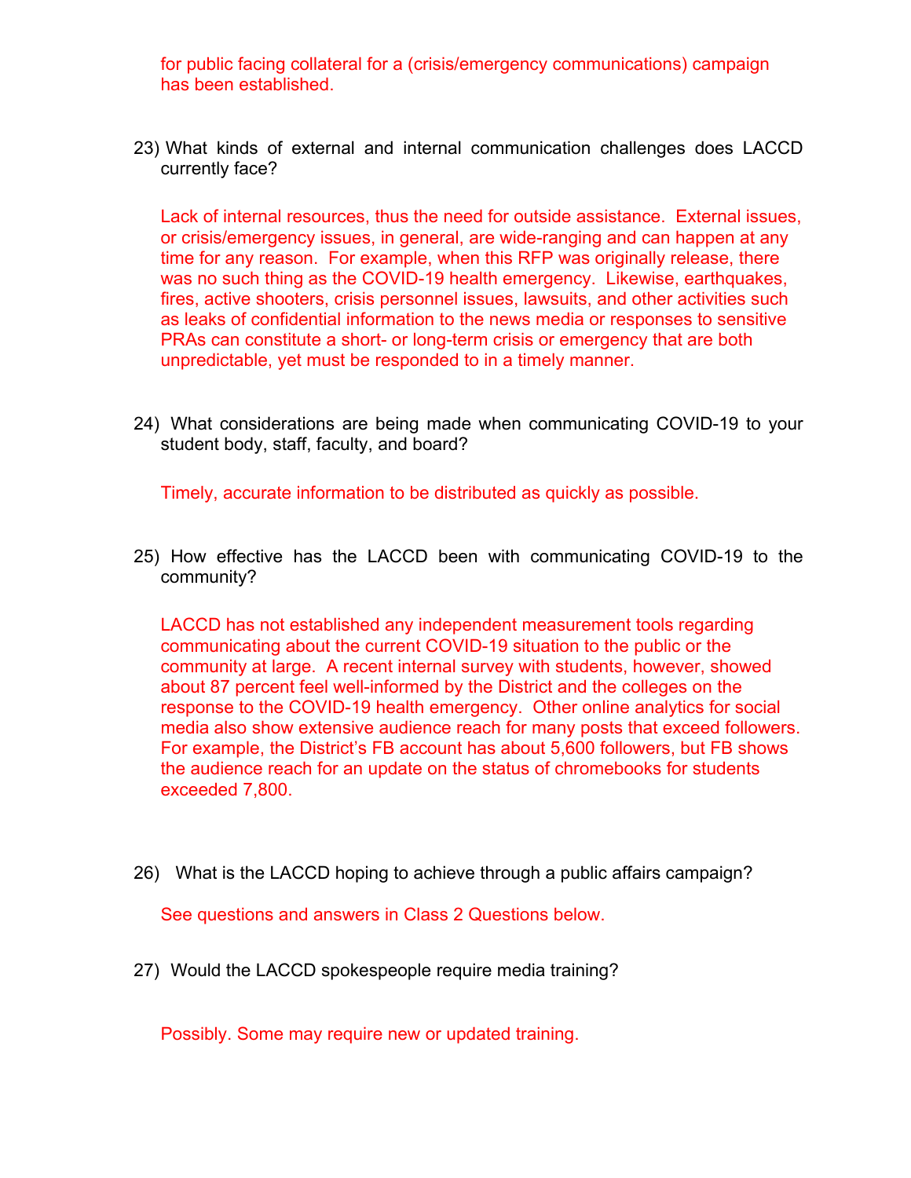for public facing collateral for a (crisis/emergency communications) campaign has been established.

23) What kinds of external and internal communication challenges does LACCD currently face?

Lack of internal resources, thus the need for outside assistance. External issues, or crisis/emergency issues, in general, are wide-ranging and can happen at any time for any reason. For example, when this RFP was originally release, there was no such thing as the COVID-19 health emergency. Likewise, earthquakes, fires, active shooters, crisis personnel issues, lawsuits, and other activities such as leaks of confidential information to the news media or responses to sensitive PRAs can constitute a short- or long-term crisis or emergency that are both unpredictable, yet must be responded to in a timely manner.

24) What considerations are being made when communicating COVID-19 to your student body, staff, faculty, and board?

Timely, accurate information to be distributed as quickly as possible.

25) How effective has the LACCD been with communicating COVID-19 to the community?

LACCD has not established any independent measurement tools regarding communicating about the current COVID-19 situation to the public or the community at large. A recent internal survey with students, however, showed about 87 percent feel well-informed by the District and the colleges on the response to the COVID-19 health emergency. Other online analytics for social media also show extensive audience reach for many posts that exceed followers. For example, the District's FB account has about 5,600 followers, but FB shows the audience reach for an update on the status of chromebooks for students exceeded 7,800.

26) What is the LACCD hoping to achieve through a public affairs campaign?

See questions and answers in Class 2 Questions below.

27) Would the LACCD spokespeople require media training?

Possibly. Some may require new or updated training.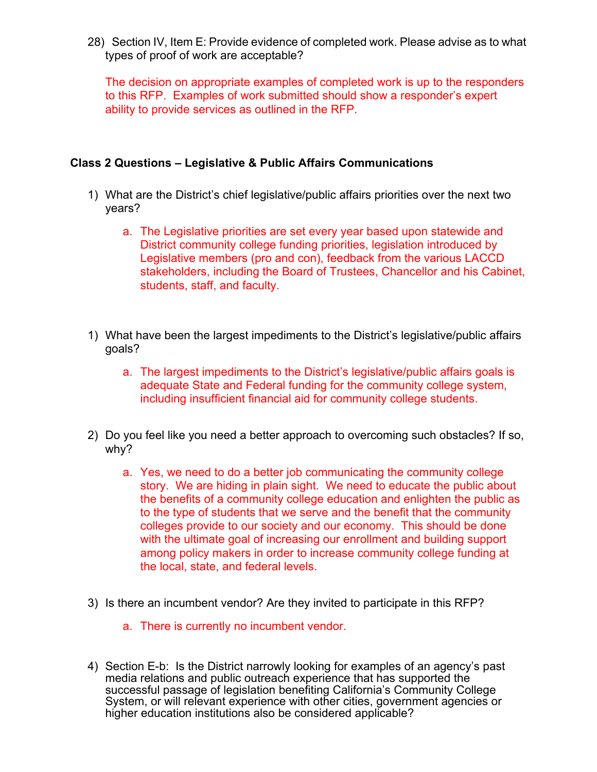28) Section IV, Item E: Provide evidence of completed work. Please advise as to what types of proof of work are acceptable?

The decision on appropriate examples of completed work is up to the responders to this RFP. Examples of work submitted should show a responder's expert ability to provide services as outlined in the RFP.

**Class 2 Questions – Legislative & Public Affairs Communications**

1) What are the District's chief legislative/public affairs priorities over the next two years?

   a. The Legislative priorities are set every year based upon statewide and District community college funding priorities, legislation introduced by Legislative members (pro and con), feedback from the various LACCD stakeholders, including the Board of Trustees, Chancellor and his Cabinet, students, staff, and faculty.

1) What have been the largest impediments to the District's legislative/public affairs goals?

   a. The largest impediments to the District's legislative/public affairs goals is adequate State and Federal funding for the community college system, including insufficient financial aid for community college students.

2) Do you feel like you need a better approach to overcoming such obstacles? If so, why?

   a. Yes, we need to do a better job communicating the community college story. We are hiding in plain sight. We need to educate the public about the benefits of a community college education and enlighten the public as to the type of students that we serve and the benefit that the community colleges provide to our society and our economy. This should be done with the ultimate goal of increasing our enrollment and building support among policy makers in order to increase community college funding at the local, state, and federal levels.

3) Is there an incumbent vendor? Are they invited to participate in this RFP?

   a. There is currently no incumbent vendor.

4) Section E-b: Is the District narrowly looking for examples of an agency's past media relations and public outreach experience that has supported the successful passage of legislation benefiting California's Community College System, or will relevant experience with other cities, government agencies or higher education institutions also be considered applicable?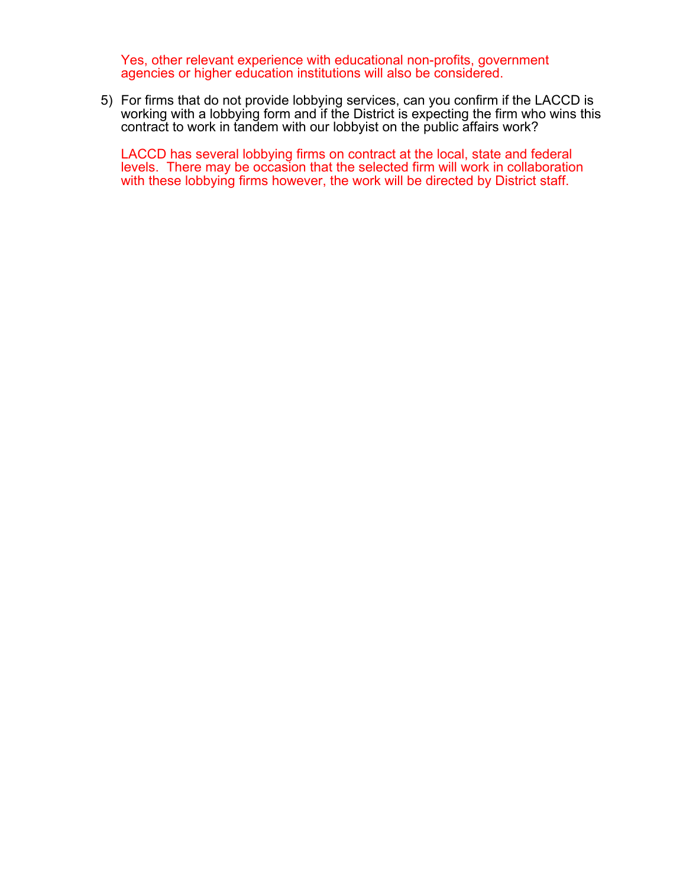Yes, other relevant experience with educational non-profits, government agencies or higher education institutions will also be considered.

5) For firms that do not provide lobbying services, can you confirm if the LACCD is working with a lobbying form and if the District is expecting the firm who wins this contract to work in tandem with our lobbyist on the public affairs work?

   LACCD has several lobbying firms on contract at the local, state and federal levels. There may be occasion that the selected firm will work in collaboration with these lobbying firms however, the work will be directed by District staff.